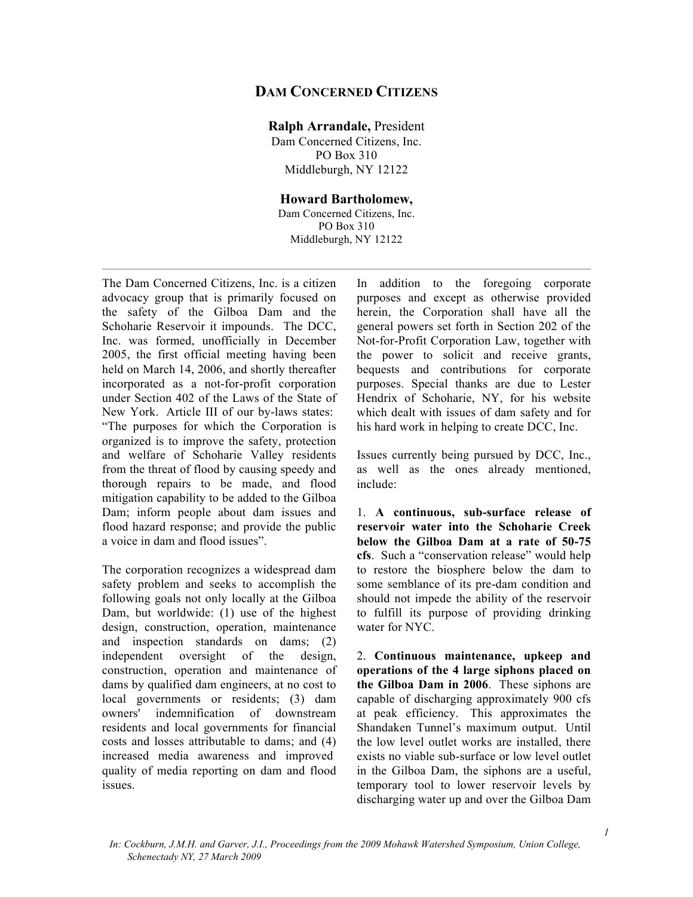# DAM CONCERNED CITIZENS

**Ralph Arrandale,** President
Dam Concerned Citizens, Inc.
PO Box 310
Middleburgh, NY 12122

**Howard Bartholomew,**
Dam Concerned Citizens, Inc.
PO Box 310
Middleburgh, NY 12122

---

The Dam Concerned Citizens, Inc. is a citizen advocacy group that is primarily focused on the safety of the Gilboa Dam and the Schoharie Reservoir it impounds. The DCC, Inc. was formed, unofficially in December 2005, the first official meeting having been held on March 14, 2006, and shortly thereafter incorporated as a not-for-profit corporation under Section 402 of the Laws of the State of New York. Article III of our by-laws states: "The purposes for which the Corporation is organized is to improve the safety, protection and welfare of Schoharie Valley residents from the threat of flood by causing speedy and thorough repairs to be made, and flood mitigation capability to be added to the Gilboa Dam; inform people about dam issues and flood hazard response; and provide the public a voice in dam and flood issues".

The corporation recognizes a widespread dam safety problem and seeks to accomplish the following goals not only locally at the Gilboa Dam, but worldwide: (1) use of the highest design, construction, operation, maintenance and inspection standards on dams; (2) independent oversight of the design, construction, operation and maintenance of dams by qualified dam engineers, at no cost to local governments or residents; (3) dam owners' indemnification of downstream residents and local governments for financial costs and losses attributable to dams; and (4) increased media awareness and improved quality of media reporting on dam and flood issues.

In addition to the foregoing corporate purposes and except as otherwise provided herein, the Corporation shall have all the general powers set forth in Section 202 of the Not-for-Profit Corporation Law, together with the power to solicit and receive grants, bequests and contributions for corporate purposes. Special thanks are due to Lester Hendrix of Schoharie, NY, for his website which dealt with issues of dam safety and for his hard work in helping to create DCC, Inc.

Issues currently being pursued by DCC, Inc., as well as the ones already mentioned, include:

1. **A continuous, sub-surface release of reservoir water into the Schoharie Creek below the Gilboa Dam at a rate of 50-75 cfs**. Such a "conservation release" would help to restore the biosphere below the dam to some semblance of its pre-dam condition and should not impede the ability of the reservoir to fulfill its purpose of providing drinking water for NYC.

2. **Continuous maintenance, upkeep and operations of the 4 large siphons placed on the Gilboa Dam in 2006**. These siphons are capable of discharging approximately 900 cfs at peak efficiency. This approximates the Shandaken Tunnel's maximum output. Until the low level outlet works are installed, there exists no viable sub-surface or low level outlet in the Gilboa Dam, the siphons are a useful, temporary tool to lower reservoir levels by discharging water up and over the Gilboa Dam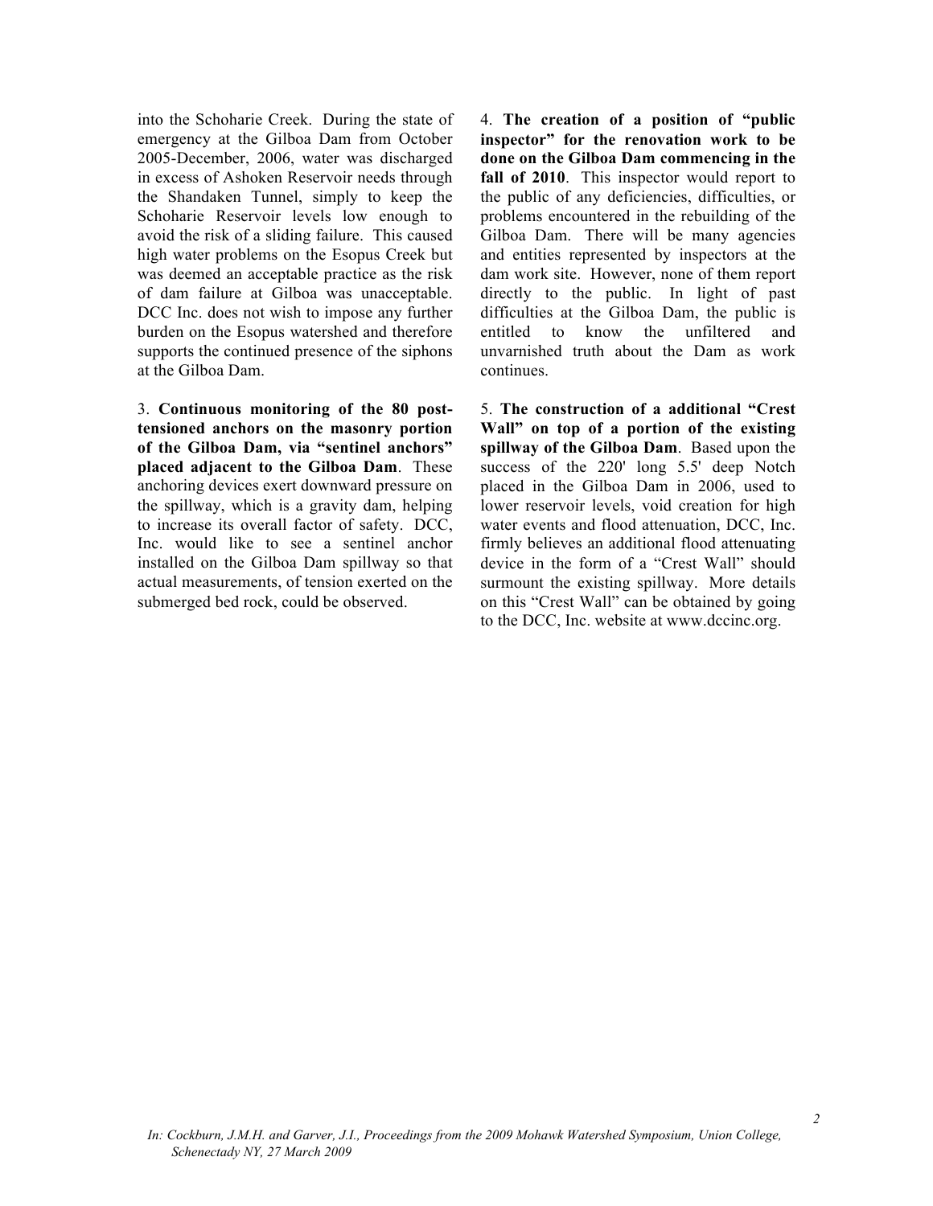into the Schoharie Creek. During the state of emergency at the Gilboa Dam from October 2005-December, 2006, water was discharged in excess of Ashoken Reservoir needs through the Shandaken Tunnel, simply to keep the Schoharie Reservoir levels low enough to avoid the risk of a sliding failure. This caused high water problems on the Esopus Creek but was deemed an acceptable practice as the risk of dam failure at Gilboa was unacceptable. DCC Inc. does not wish to impose any further burden on the Esopus watershed and therefore supports the continued presence of the siphons at the Gilboa Dam.

3. **Continuous monitoring of the 80 post-tensioned anchors on the masonry portion of the Gilboa Dam, via "sentinel anchors" placed adjacent to the Gilboa Dam**. These anchoring devices exert downward pressure on the spillway, which is a gravity dam, helping to increase its overall factor of safety. DCC, Inc. would like to see a sentinel anchor installed on the Gilboa Dam spillway so that actual measurements, of tension exerted on the submerged bed rock, could be observed.

4. **The creation of a position of "public inspector" for the renovation work to be done on the Gilboa Dam commencing in the fall of 2010**. This inspector would report to the public of any deficiencies, difficulties, or problems encountered in the rebuilding of the Gilboa Dam. There will be many agencies and entities represented by inspectors at the dam work site. However, none of them report directly to the public. In light of past difficulties at the Gilboa Dam, the public is entitled to know the unfiltered and unvarnished truth about the Dam as work continues.

5. **The construction of a additional "Crest Wall" on top of a portion of the existing spillway of the Gilboa Dam**. Based upon the success of the 220' long 5.5' deep Notch placed in the Gilboa Dam in 2006, used to lower reservoir levels, void creation for high water events and flood attenuation, DCC, Inc. firmly believes an additional flood attenuating device in the form of a "Crest Wall" should surmount the existing spillway. More details on this "Crest Wall" can be obtained by going to the DCC, Inc. website at www.dccinc.org.